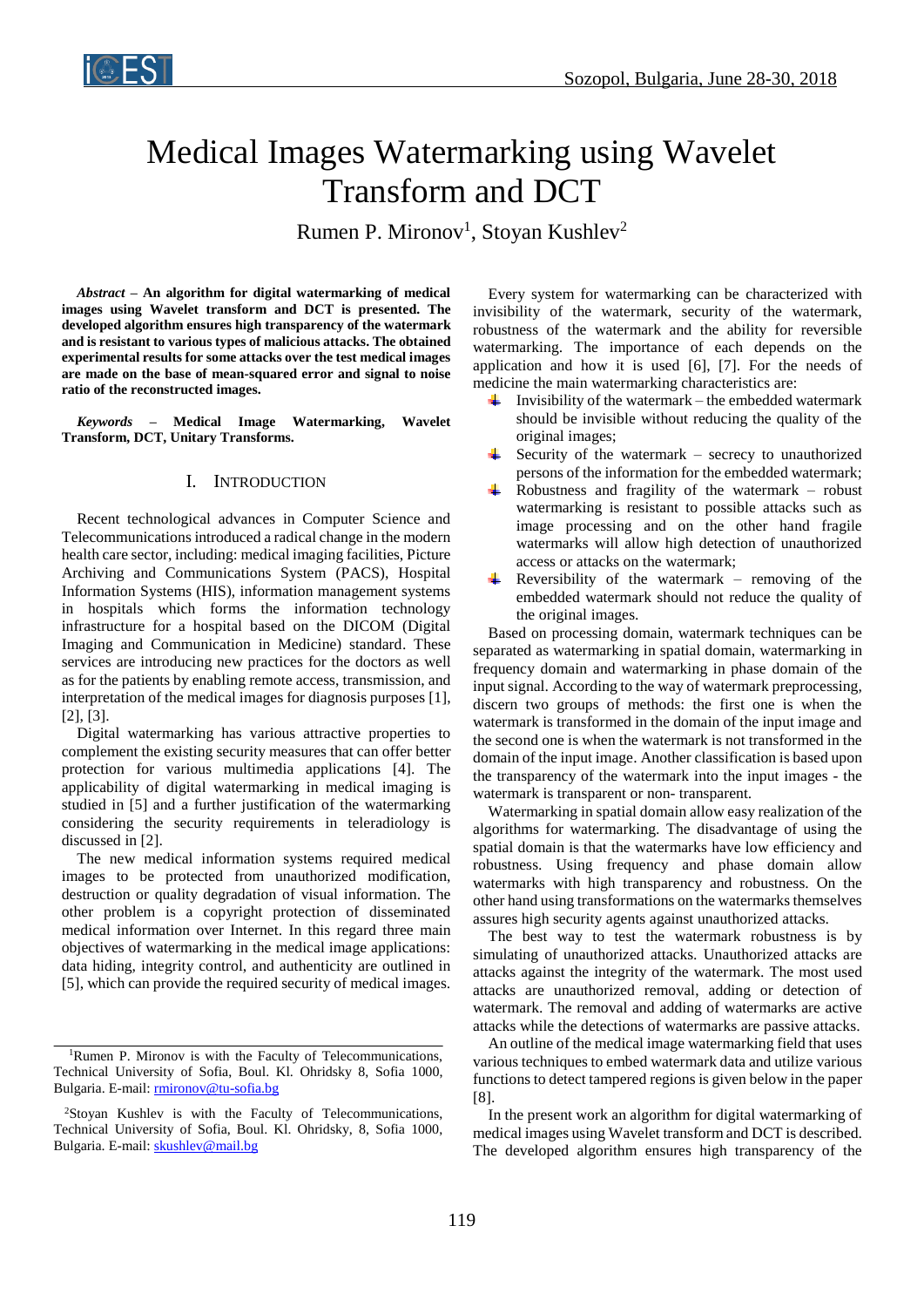# Medical Images Watermarking using Wavelet Transform and DCT

Rumen P. Mironov[1], Stoyan Kushlev[2]

***Abstract* – An algorithm for digital watermarking of medical images using Wavelet transform and DCT is presented. The developed algorithm ensures high transparency of the watermark and is resistant to various types of malicious attacks. The obtained experimental results for some attacks over the test medical images are made on the base of mean-squared error and signal to noise ratio of the reconstructed images.**

***Keywords* – Medical Image Watermarking, Wavelet Transform, DCT, Unitary Transforms.**

## I. Introduction

Recent technological advances in Computer Science and Telecommunications introduced a radical change in the modern health care sector, including: medical imaging facilities, Picture Archiving and Communications System (PACS), Hospital Information Systems (HIS), information management systems in hospitals which forms the information technology infrastructure for a hospital based on the DICOM (Digital Imaging and Communication in Medicine) standard. These services are introducing new practices for the doctors as well as for the patients by enabling remote access, transmission, and interpretation of the medical images for diagnosis purposes [1], [2], [3].

Digital watermarking has various attractive properties to complement the existing security measures that can offer better protection for various multimedia applications [4]. The applicability of digital watermarking in medical imaging is studied in [5] and a further justification of the watermarking considering the security requirements in teleradiology is discussed in [2].

The new medical information systems required medical images to be protected from unauthorized modification, destruction or quality degradation of visual information. The other problem is a copyright protection of disseminated medical information over Internet. In this regard three main objectives of watermarking in the medical image applications: data hiding, integrity control, and authenticity are outlined in [5], which can provide the required security of medical images.

Every system for watermarking can be characterized with invisibility of the watermark, security of the watermark, robustness of the watermark and the ability for reversible watermarking. The importance of each depends on the application and how it is used [6], [7]. For the needs of medicine the main watermarking characteristics are:

- Invisibility of the watermark – the embedded watermark should be invisible without reducing the quality of the original images;
- Security of the watermark – secrecy to unauthorized persons of the information for the embedded watermark;
- Robustness and fragility of the watermark – robust watermarking is resistant to possible attacks such as image processing and on the other hand fragile watermarks will allow high detection of unauthorized access or attacks on the watermark;
- Reversibility of the watermark – removing of the embedded watermark should not reduce the quality of the original images.

Based on processing domain, watermark techniques can be separated as watermarking in spatial domain, watermarking in frequency domain and watermarking in phase domain of the input signal. According to the way of watermark preprocessing, discern two groups of methods: the first one is when the watermark is transformed in the domain of the input image and the second one is when the watermark is not transformed in the domain of the input image. Another classification is based upon the transparency of the watermark into the input images - the watermark is transparent or non- transparent.

Watermarking in spatial domain allow easy realization of the algorithms for watermarking. The disadvantage of using the spatial domain is that the watermarks have low efficiency and robustness. Using frequency and phase domain allow watermarks with high transparency and robustness. On the other hand using transformations on the watermarks themselves assures high security agents against unauthorized attacks.

The best way to test the watermark robustness is by simulating of unauthorized attacks. Unauthorized attacks are attacks against the integrity of the watermark. The most used attacks are unauthorized removal, adding or detection of watermark. The removal and adding of watermarks are active attacks while the detections of watermarks are passive attacks.

An outline of the medical image watermarking field that uses various techniques to embed watermark data and utilize various functions to detect tampered regions is given below in the paper [8].

In the present work an algorithm for digital watermarking of medical images using Wavelet transform and DCT is described. The developed algorithm ensures high transparency of the

---

[1]Rumen P. Mironov is with the Faculty of Telecommunications, Technical University of Sofia, Boul. Kl. Ohridsky 8, Sofia 1000, Bulgaria. E-mail: rmironov@tu-sofia.bg

[2]Stoyan Kushlev is with the Faculty of Telecommunications, Technical University of Sofia, Boul. Kl. Ohridsky, 8, Sofia 1000, Bulgaria. E-mail: skushlev@mail.bg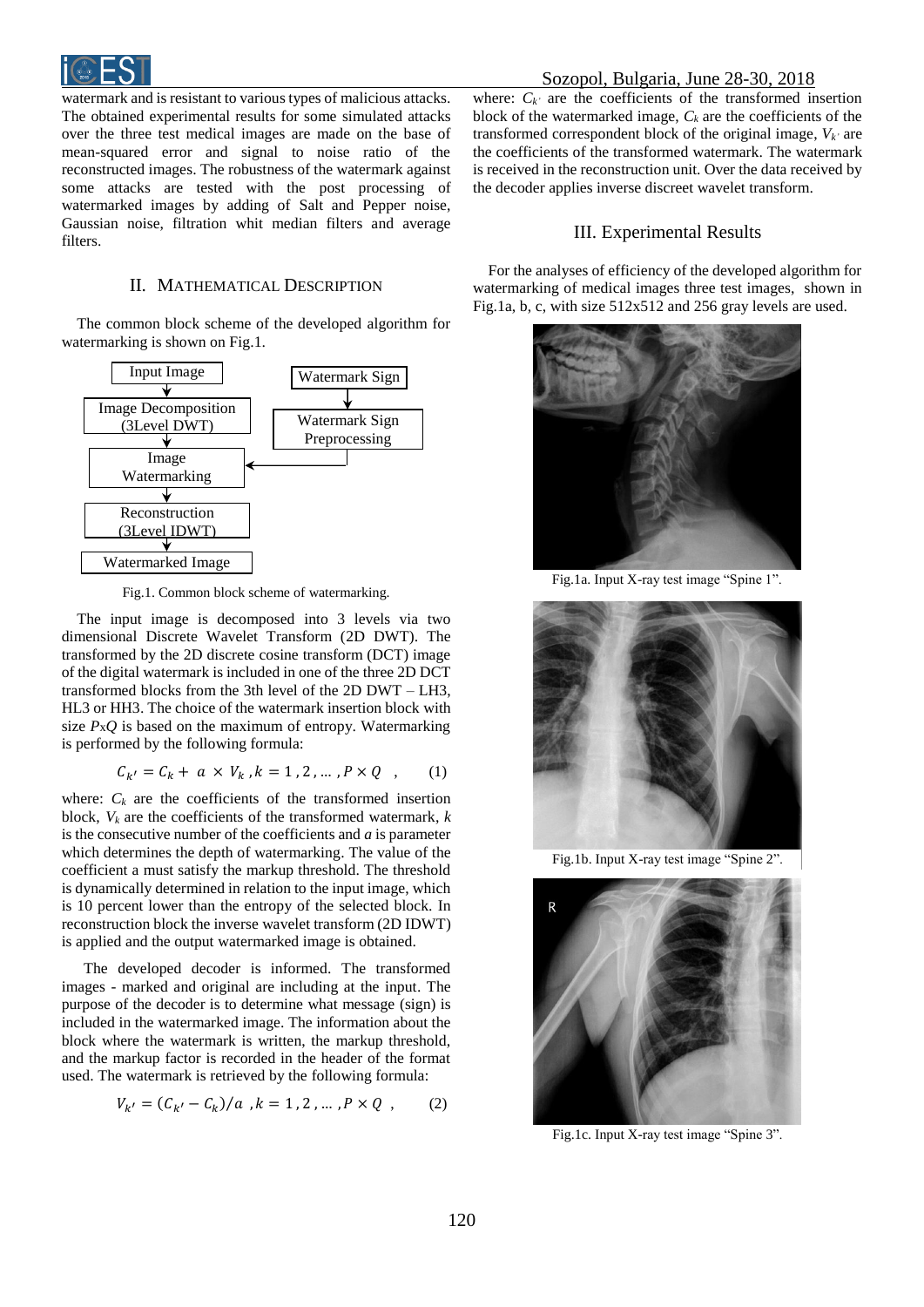watermark and is resistant to various types of malicious attacks. The obtained experimental results for some simulated attacks over the three test medical images are made on the base of mean-squared error and signal to noise ratio of the reconstructed images. The robustness of the watermark against some attacks are tested with the post processing of watermarked images by adding of Salt and Pepper noise, Gaussian noise, filtration whit median filters and average filters.

## II. Mathematical Description

The common block scheme of the developed algorithm for watermarking is shown on Fig.1.

```
Input Image                              Watermark Sign
     ↓                                         ↓
Image Decomposition (3Level DWT)         Watermark Sign Preprocessing
     ↓                                         |
Image Watermarking  ←--------------------------
     ↓
Reconstruction (3Level IDWT)
     ↓
Watermarked Image
```

Fig.1. Common block scheme of watermarking.

The input image is decomposed into 3 levels via two dimensional Discrete Wavelet Transform (2D DWT). The transformed by the 2D discrete cosine transform (DCT) image of the digital watermark is included in one of the three 2D DCT transformed blocks from the 3th level of the 2D DWT – LH3, HL3 or HH3. The choice of the watermark insertion block with size *P*x*Q* is based on the maximum of entropy. Watermarking is performed by the following formula:

$$C_{k'} = C_k + a \times V_k \,, k = 1\,, 2\,, \ldots\,, P \times Q \quad , \qquad (1)$$

where: $C_k$ are the coefficients of the transformed insertion block, $V_k$ are the coefficients of the transformed watermark, $k$ is the consecutive number of the coefficients and $a$ is parameter which determines the depth of watermarking. The value of the coefficient a must satisfy the markup threshold. The threshold is dynamically determined in relation to the input image, which is 10 percent lower than the entropy of the selected block. In reconstruction block the inverse wavelet transform (2D IDWT) is applied and the output watermarked image is obtained.

The developed decoder is informed. The transformed images - marked and original are including at the input. The purpose of the decoder is to determine what message (sign) is included in the watermarked image. The information about the block where the watermark is written, the markup threshold, and the markup factor is recorded in the header of the format used. The watermark is retrieved by the following formula:

$$V_{k'} = (C_{k'} - C_k)/a \,, k = 1\,, 2\,, \ldots\,, P \times Q \quad , \qquad (2)$$

where: $C_{k'}$ are the coefficients of the transformed insertion block of the watermarked image, $C_k$ are the coefficients of the transformed correspondent block of the original image, $V_{k'}$ are the coefficients of the transformed watermark. The watermark is received in the reconstruction unit. Over the data received by the decoder applies inverse discreet wavelet transform.

## III. Experimental Results

For the analyses of efficiency of the developed algorithm for watermarking of medical images three test images, shown in Fig.1a, b, c, with size 512x512 and 256 gray levels are used.

Fig.1a. Input X-ray test image "Spine 1".

Fig.1b. Input X-ray test image "Spine 2".

Fig.1c. Input X-ray test image "Spine 3".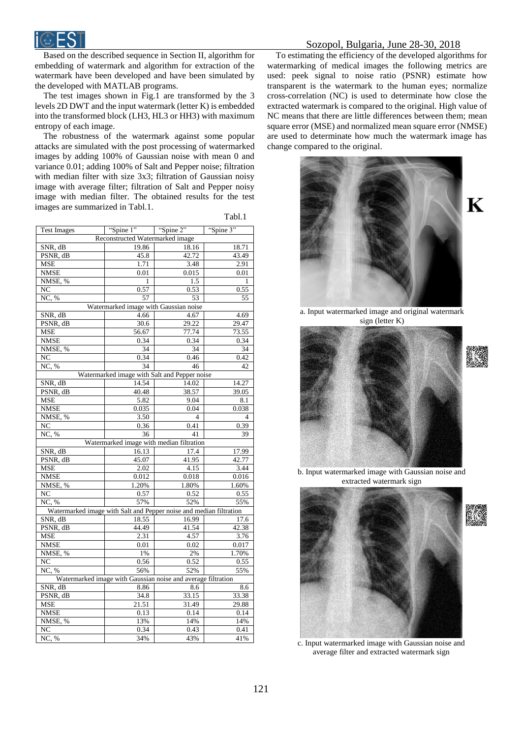Based on the described sequence in Section II, algorithm for embedding of watermark and algorithm for extraction of the watermark have been developed and have been simulated by the developed with MATLAB programs.

The test images shown in Fig.1 are transformed by the 3 levels 2D DWT and the input watermark (letter K) is embedded into the transformed block (LH3, HL3 or HH3) with maximum entropy of each image.

The robustness of the watermark against some popular attacks are simulated with the post processing of watermarked images by adding 100% of Gaussian noise with mean 0 and variance 0.01; adding 100% of Salt and Pepper noise; filtration with median filter with size 3x3; filtration of Gaussian noisy image with average filter; filtration of Salt and Pepper noisy image with median filter. The obtained results for the test images are summarized in Tabl.1.

Tabl.1

| Test Images | "Spine 1" | "Spine 2" | "Spine 3" |
|---|---|---|---|
| Reconstructed Watermarked image | | | |
| SNR, dB | 19.86 | 18.16 | 18.71 |
| PSNR, dB | 45.8 | 42.72 | 43.49 |
| MSE | 1.71 | 3.48 | 2.91 |
| NMSE | 0.01 | 0.015 | 0.01 |
| NMSE, % | 1 | 1.5 | 1 |
| NC | 0.57 | 0.53 | 0.55 |
| NC, % | 57 | 53 | 55 |
| Watermarked image with Gaussian noise | | | |
| SNR, dB | 4.66 | 4.67 | 4.69 |
| PSNR, dB | 30.6 | 29.22 | 29.47 |
| MSE | 56.67 | 77.74 | 73.55 |
| NMSE | 0.34 | 0.34 | 0.34 |
| NMSE, % | 34 | 34 | 34 |
| NC | 0.34 | 0.46 | 0.42 |
| NC, % | 34 | 46 | 42 |
| Watermarked image with Salt and Pepper noise | | | |
| SNR, dB | 14.54 | 14.02 | 14.27 |
| PSNR, dB | 40.48 | 38.57 | 39.05 |
| MSE | 5.82 | 9.04 | 8.1 |
| NMSE | 0.035 | 0.04 | 0.038 |
| NMSE, % | 3.50 | 4 | 4 |
| NC | 0.36 | 0.41 | 0.39 |
| NC, % | 36 | 41 | 39 |
| Watermarked image with median filtration | | | |
| SNR, dB | 16.13 | 17.4 | 17.99 |
| PSNR, dB | 45.07 | 41.95 | 42.77 |
| MSE | 2.02 | 4.15 | 3.44 |
| NMSE | 0.012 | 0.018 | 0.016 |
| NMSE, % | 1.20% | 1.80% | 1.60% |
| NC | 0.57 | 0.52 | 0.55 |
| NC, % | 57% | 52% | 55% |
| Watermarked image with Salt and Pepper noise and median filtration | | | |
| SNR, dB | 18.55 | 16.99 | 17.6 |
| PSNR, dB | 44.49 | 41.54 | 42.38 |
| MSE | 2.31 | 4.57 | 3.76 |
| NMSE | 0.01 | 0.02 | 0.017 |
| NMSE, % | 1% | 2% | 1.70% |
| NC | 0.56 | 0.52 | 0.55 |
| NC, % | 56% | 52% | 55% |
| Watermarked image with Gaussian noise and average filtration | | | |
| SNR, dB | 8.86 | 8.6 | 8.6 |
| PSNR, dB | 34.8 | 33.15 | 33.38 |
| MSE | 21.51 | 31.49 | 29.88 |
| NMSE | 0.13 | 0.14 | 0.14 |
| NMSE, % | 13% | 14% | 14% |
| NC | 0.34 | 0.43 | 0.41 |
| NC, % | 34% | 43% | 41% |

To estimating the efficiency of the developed algorithms for watermarking of medical images the following metrics are used: peek signal to noise ratio (PSNR) estimate how transparent is the watermark to the human eyes; normalize cross-correlation (NC) is used to determinate how close the extracted watermark is compared to the original. High value of NC means that there are little differences between them; mean square error (MSE) and normalized mean square error (NMSE) are used to determinate how much the watermark image has change compared to the original.

a. Input watermarked image and original watermark sign (letter K)

b. Input watermarked image with Gaussian noise and extracted watermark sign

c. Input watermarked image with Gaussian noise and average filter and extracted watermark sign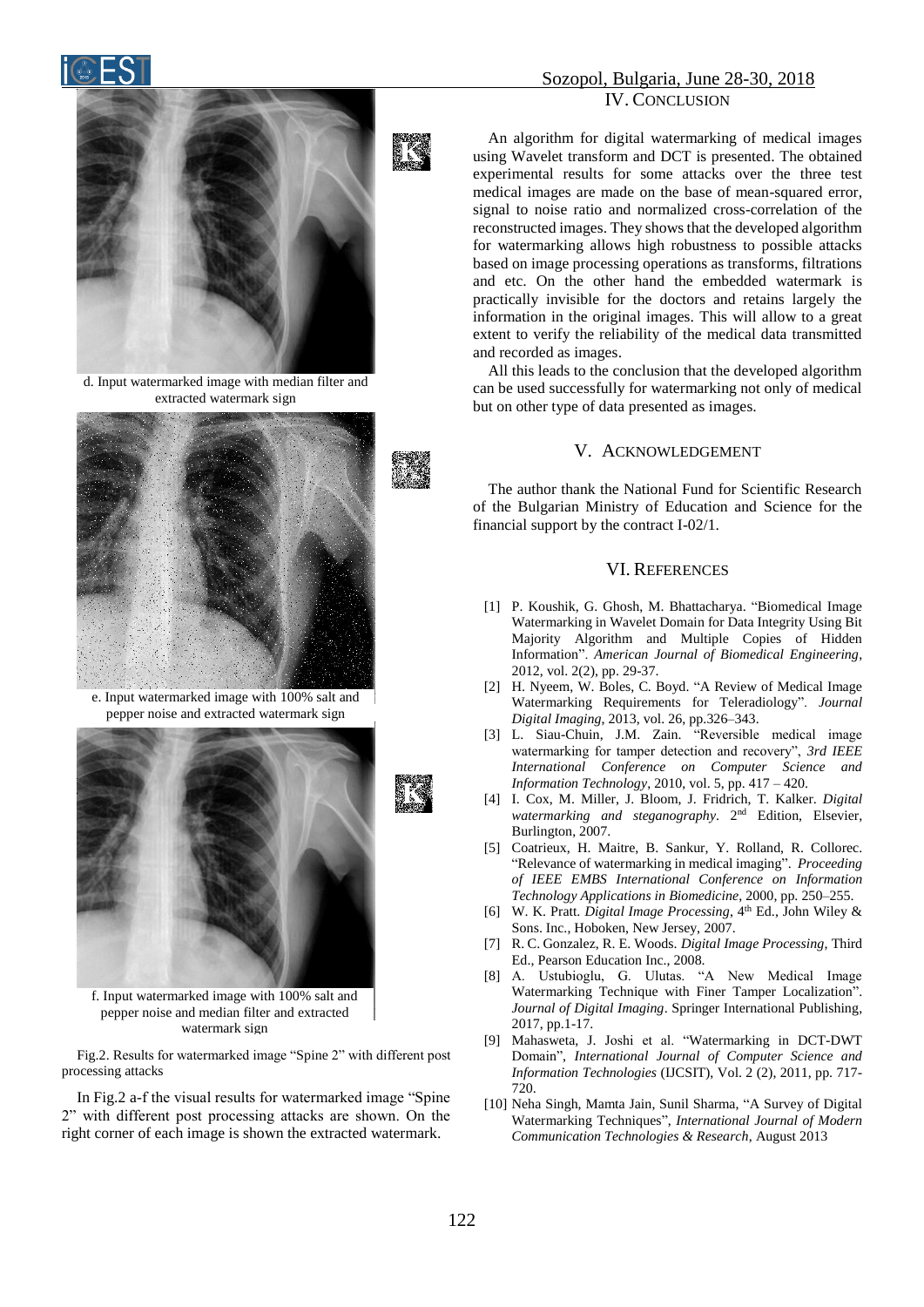d. Input watermarked image with median filter and extracted watermark sign

e. Input watermarked image with 100% salt and pepper noise and extracted watermark sign

f. Input watermarked image with 100% salt and pepper noise and median filter and extracted watermark sign

Fig.2. Results for watermarked image "Spine 2" with different post processing attacks

In Fig.2 a-f the visual results for watermarked image "Spine 2" with different post processing attacks are shown. On the right corner of each image is shown the extracted watermark.

## IV. Conclusion

An algorithm for digital watermarking of medical images using Wavelet transform and DCT is presented. The obtained experimental results for some attacks over the three test medical images are made on the base of mean-squared error, signal to noise ratio and normalized cross-correlation of the reconstructed images. They shows that the developed algorithm for watermarking allows high robustness to possible attacks based on image processing operations as transforms, filtrations and etc. On the other hand the embedded watermark is practically invisible for the doctors and retains largely the information in the original images. This will allow to a great extent to verify the reliability of the medical data transmitted and recorded as images.

All this leads to the conclusion that the developed algorithm can be used successfully for watermarking not only of medical but on other type of data presented as images.

## V. Acknowledgement

The author thank the National Fund for Scientific Research of the Bulgarian Ministry of Education and Science for the financial support by the contract I-02/1.

## VI. References

[1] P. Koushik, G. Ghosh, M. Bhattacharya. "Biomedical Image Watermarking in Wavelet Domain for Data Integrity Using Bit Majority Algorithm and Multiple Copies of Hidden Information". *American Journal of Biomedical Engineering*, 2012, vol. 2(2), pp. 29-37.

[2] H. Nyeem, W. Boles, C. Boyd. "A Review of Medical Image Watermarking Requirements for Teleradiology". *Journal Digital Imaging*, 2013, vol. 26, pp.326–343.

[3] L. Siau-Chuin, J.M. Zain. "Reversible medical image watermarking for tamper detection and recovery", *3rd IEEE International Conference on Computer Science and Information Technology*, 2010, vol. 5, pp. 417 – 420.

[4] I. Cox, M. Miller, J. Bloom, J. Fridrich, T. Kalker. *Digital watermarking and steganography*. 2nd Edition, Elsevier, Burlington, 2007.

[5] Coatrieux, H. Maitre, B. Sankur, Y. Rolland, R. Collorec. "Relevance of watermarking in medical imaging". *Proceeding of IEEE EMBS International Conference on Information Technology Applications in Biomedicine*, 2000, pp. 250–255.

[6] W. K. Pratt. *Digital Image Processing*, 4th Ed., John Wiley & Sons. Inc., Hoboken, New Jersey, 2007.

[7] R. C. Gonzalez, R. E. Woods. *Digital Image Processing*, Third Ed., Pearson Education Inc., 2008.

[8] A. Ustubioglu, G. Ulutas. "A New Medical Image Watermarking Technique with Finer Tamper Localization". *Journal of Digital Imaging*. Springer International Publishing, 2017, pp.1-17.

[9] Mahasweta, J. Joshi et al. "Watermarking in DCT-DWT Domain", *International Journal of Computer Science and Information Technologies* (IJCSIT), Vol. 2 (2), 2011, pp. 717-720.

[10] Neha Singh, Mamta Jain, Sunil Sharma, "A Survey of Digital Watermarking Techniques", *International Journal of Modern Communication Technologies & Research*, August 2013